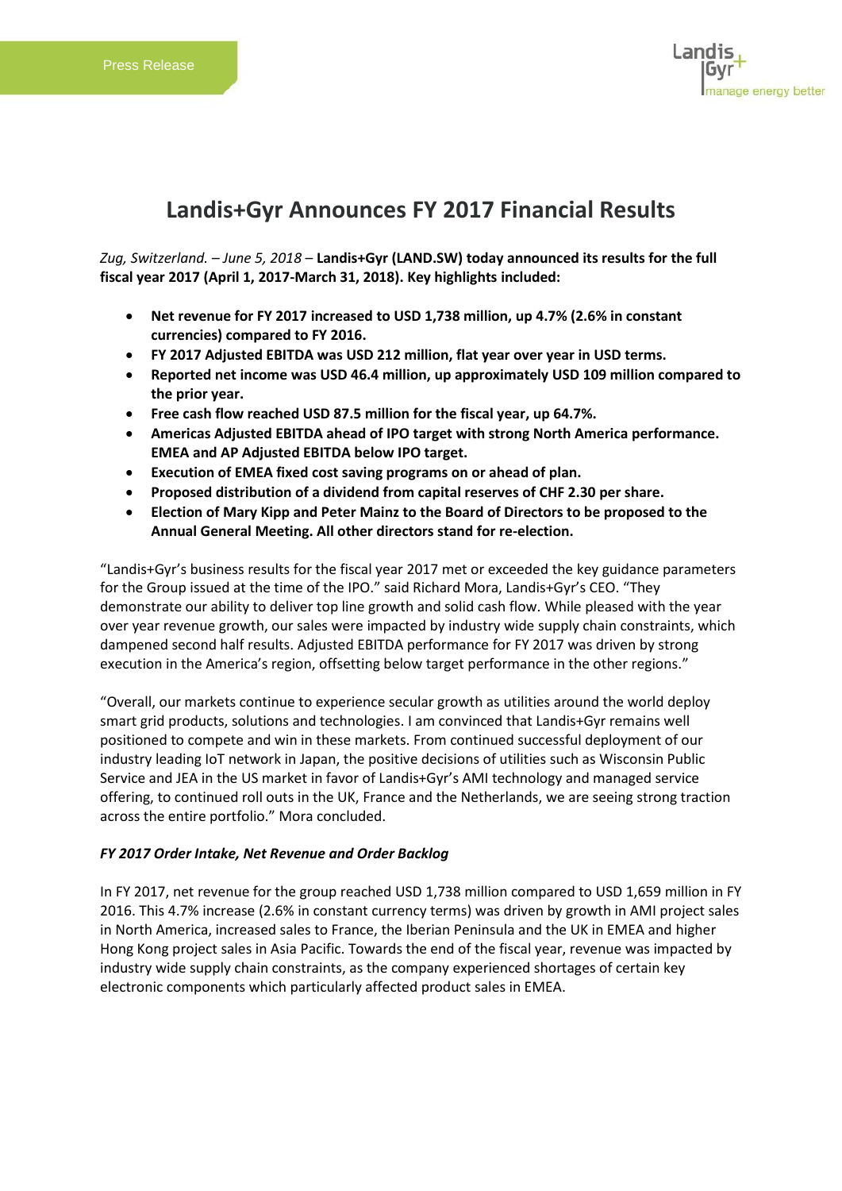Press Release

# Landis+Gyr Announces FY 2017 Financial Results

*Zug, Switzerland. – June 5, 2018* – **Landis+Gyr (LAND.SW) today announced its results for the full fiscal year 2017 (April 1, 2017-March 31, 2018). Key highlights included:**

- **Net revenue for FY 2017 increased to USD 1,738 million, up 4.7% (2.6% in constant currencies) compared to FY 2016.**
- **FY 2017 Adjusted EBITDA was USD 212 million, flat year over year in USD terms.**
- **Reported net income was USD 46.4 million, up approximately USD 109 million compared to the prior year.**
- **Free cash flow reached USD 87.5 million for the fiscal year, up 64.7%.**
- **Americas Adjusted EBITDA ahead of IPO target with strong North America performance. EMEA and AP Adjusted EBITDA below IPO target.**
- **Execution of EMEA fixed cost saving programs on or ahead of plan.**
- **Proposed distribution of a dividend from capital reserves of CHF 2.30 per share.**
- **Election of Mary Kipp and Peter Mainz to the Board of Directors to be proposed to the Annual General Meeting. All other directors stand for re-election.**

"Landis+Gyr's business results for the fiscal year 2017 met or exceeded the key guidance parameters for the Group issued at the time of the IPO." said Richard Mora, Landis+Gyr's CEO. "They demonstrate our ability to deliver top line growth and solid cash flow. While pleased with the year over year revenue growth, our sales were impacted by industry wide supply chain constraints, which dampened second half results. Adjusted EBITDA performance for FY 2017 was driven by strong execution in the America's region, offsetting below target performance in the other regions."

"Overall, our markets continue to experience secular growth as utilities around the world deploy smart grid products, solutions and technologies. I am convinced that Landis+Gyr remains well positioned to compete and win in these markets. From continued successful deployment of our industry leading IoT network in Japan, the positive decisions of utilities such as Wisconsin Public Service and JEA in the US market in favor of Landis+Gyr's AMI technology and managed service offering, to continued roll outs in the UK, France and the Netherlands, we are seeing strong traction across the entire portfolio." Mora concluded.

***FY 2017 Order Intake, Net Revenue and Order Backlog***

In FY 2017, net revenue for the group reached USD 1,738 million compared to USD 1,659 million in FY 2016. This 4.7% increase (2.6% in constant currency terms) was driven by growth in AMI project sales in North America, increased sales to France, the Iberian Peninsula and the UK in EMEA and higher Hong Kong project sales in Asia Pacific. Towards the end of the fiscal year, revenue was impacted by industry wide supply chain constraints, as the company experienced shortages of certain key electronic components which particularly affected product sales in EMEA.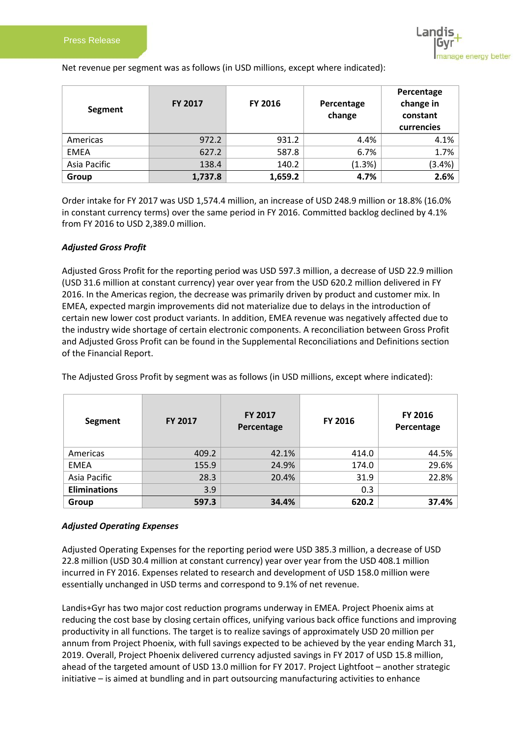Net revenue per segment was as follows (in USD millions, except where indicated):

| Segment | FY 2017 | FY 2016 | Percentage change | Percentage change in constant currencies |
|---|---|---|---|---|
| Americas | 972.2 | 931.2 | 4.4% | 4.1% |
| EMEA | 627.2 | 587.8 | 6.7% | 1.7% |
| Asia Pacific | 138.4 | 140.2 | (1.3%) | (3.4%) |
| **Group** | **1,737.8** | **1,659.2** | **4.7%** | **2.6%** |

Order intake for FY 2017 was USD 1,574.4 million, an increase of USD 248.9 million or 18.8% (16.0% in constant currency terms) over the same period in FY 2016. Committed backlog declined by 4.1% from FY 2016 to USD 2,389.0 million.

***Adjusted Gross Profit***

Adjusted Gross Profit for the reporting period was USD 597.3 million, a decrease of USD 22.9 million (USD 31.6 million at constant currency) year over year from the USD 620.2 million delivered in FY 2016. In the Americas region, the decrease was primarily driven by product and customer mix. In EMEA, expected margin improvements did not materialize due to delays in the introduction of certain new lower cost product variants. In addition, EMEA revenue was negatively affected due to the industry wide shortage of certain electronic components. A reconciliation between Gross Profit and Adjusted Gross Profit can be found in the Supplemental Reconciliations and Definitions section of the Financial Report.

The Adjusted Gross Profit by segment was as follows (in USD millions, except where indicated):

| Segment | FY 2017 | FY 2017 Percentage | FY 2016 | FY 2016 Percentage |
|---|---|---|---|---|
| Americas | 409.2 | 42.1% | 414.0 | 44.5% |
| EMEA | 155.9 | 24.9% | 174.0 | 29.6% |
| Asia Pacific | 28.3 | 20.4% | 31.9 | 22.8% |
| **Eliminations** | 3.9 | | 0.3 | |
| **Group** | **597.3** | **34.4%** | **620.2** | **37.4%** |

***Adjusted Operating Expenses***

Adjusted Operating Expenses for the reporting period were USD 385.3 million, a decrease of USD 22.8 million (USD 30.4 million at constant currency) year over year from the USD 408.1 million incurred in FY 2016. Expenses related to research and development of USD 158.0 million were essentially unchanged in USD terms and correspond to 9.1% of net revenue.

Landis+Gyr has two major cost reduction programs underway in EMEA. Project Phoenix aims at reducing the cost base by closing certain offices, unifying various back office functions and improving productivity in all functions. The target is to realize savings of approximately USD 20 million per annum from Project Phoenix, with full savings expected to be achieved by the year ending March 31, 2019. Overall, Project Phoenix delivered currency adjusted savings in FY 2017 of USD 15.8 million, ahead of the targeted amount of USD 13.0 million for FY 2017. Project Lightfoot – another strategic initiative – is aimed at bundling and in part outsourcing manufacturing activities to enhance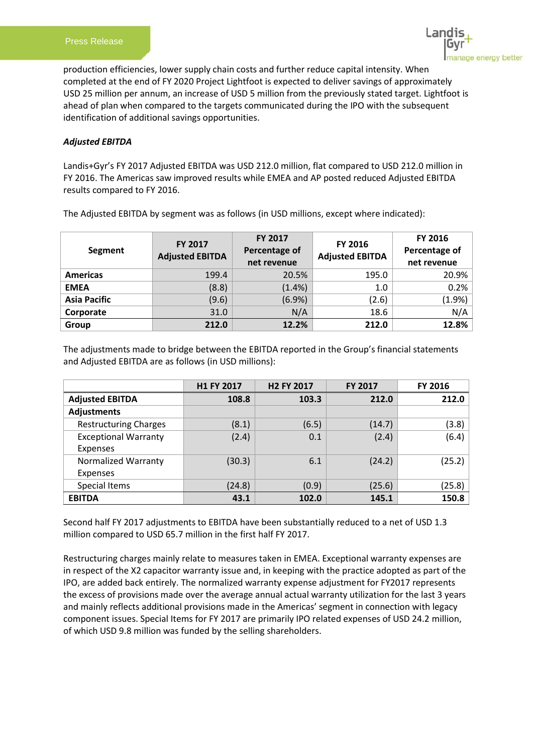production efficiencies, lower supply chain costs and further reduce capital intensity. When completed at the end of FY 2020 Project Lightfoot is expected to deliver savings of approximately USD 25 million per annum, an increase of USD 5 million from the previously stated target. Lightfoot is ahead of plan when compared to the targets communicated during the IPO with the subsequent identification of additional savings opportunities.

***Adjusted EBITDA***

Landis+Gyr's FY 2017 Adjusted EBITDA was USD 212.0 million, flat compared to USD 212.0 million in FY 2016. The Americas saw improved results while EMEA and AP posted reduced Adjusted EBITDA results compared to FY 2016.

The Adjusted EBITDA by segment was as follows (in USD millions, except where indicated):

| Segment | FY 2017 Adjusted EBITDA | FY 2017 Percentage of net revenue | FY 2016 Adjusted EBITDA | FY 2016 Percentage of net revenue |
|---|---|---|---|---|
| **Americas** | 199.4 | 20.5% | 195.0 | 20.9% |
| **EMEA** | (8.8) | (1.4%) | 1.0 | 0.2% |
| **Asia Pacific** | (9.6) | (6.9%) | (2.6) | (1.9%) |
| **Corporate** | 31.0 | N/A | 18.6 | N/A |
| **Group** | **212.0** | **12.2%** | **212.0** | **12.8%** |

The adjustments made to bridge between the EBITDA reported in the Group's financial statements and Adjusted EBITDA are as follows (in USD millions):

| | H1 FY 2017 | H2 FY 2017 | FY 2017 | FY 2016 |
|---|---|---|---|---|
| **Adjusted EBITDA** | **108.8** | **103.3** | **212.0** | **212.0** |
| **Adjustments** | | | | |
| Restructuring Charges | (8.1) | (6.5) | (14.7) | (3.8) |
| Exceptional Warranty Expenses | (2.4) | 0.1 | (2.4) | (6.4) |
| Normalized Warranty Expenses | (30.3) | 6.1 | (24.2) | (25.2) |
| Special Items | (24.8) | (0.9) | (25.6) | (25.8) |
| **EBITDA** | **43.1** | **102.0** | **145.1** | **150.8** |

Second half FY 2017 adjustments to EBITDA have been substantially reduced to a net of USD 1.3 million compared to USD 65.7 million in the first half FY 2017.

Restructuring charges mainly relate to measures taken in EMEA. Exceptional warranty expenses are in respect of the X2 capacitor warranty issue and, in keeping with the practice adopted as part of the IPO, are added back entirely. The normalized warranty expense adjustment for FY2017 represents the excess of provisions made over the average annual actual warranty utilization for the last 3 years and mainly reflects additional provisions made in the Americas' segment in connection with legacy component issues. Special Items for FY 2017 are primarily IPO related expenses of USD 24.2 million, of which USD 9.8 million was funded by the selling shareholders.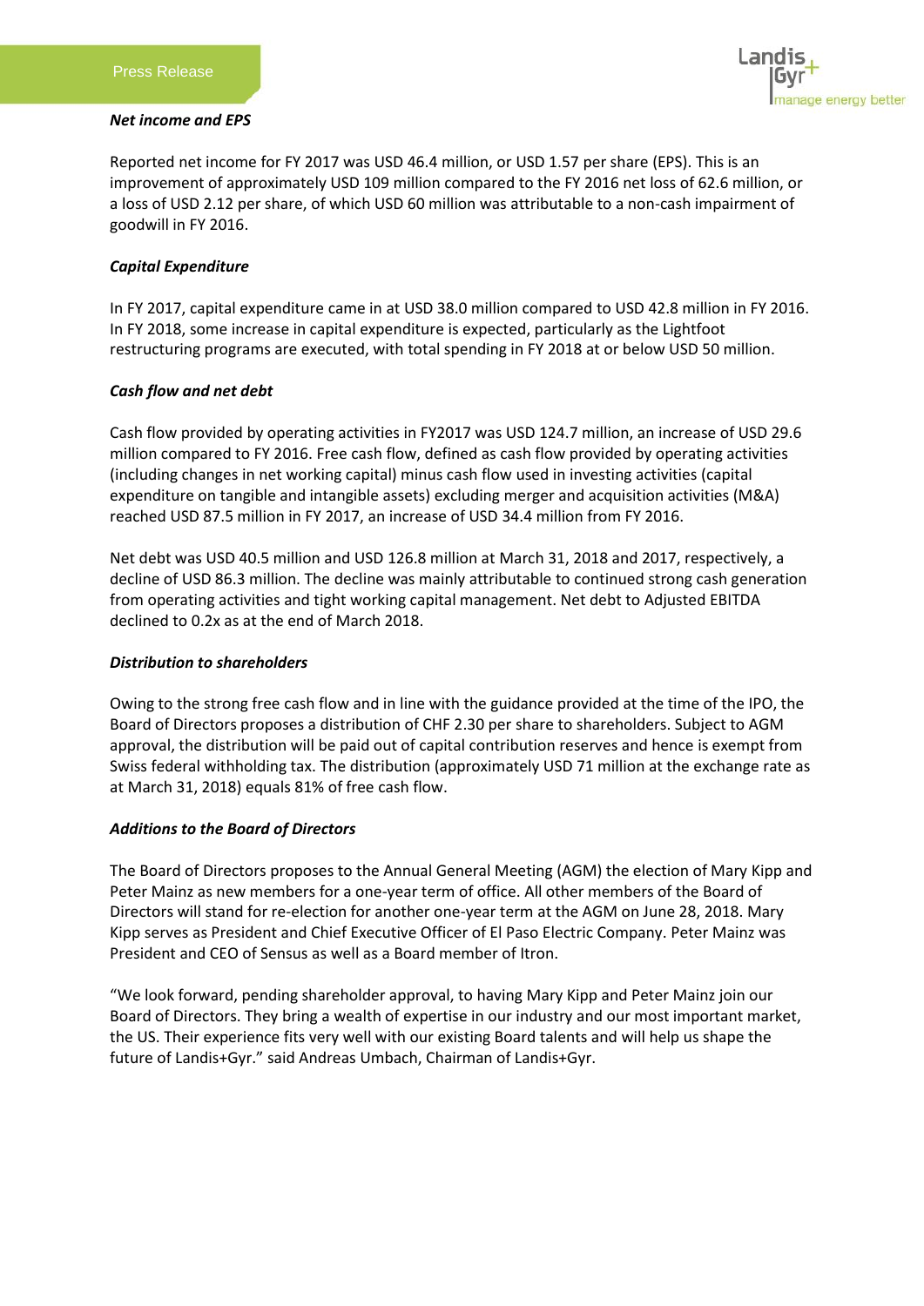***Net income and EPS***

Reported net income for FY 2017 was USD 46.4 million, or USD 1.57 per share (EPS). This is an improvement of approximately USD 109 million compared to the FY 2016 net loss of 62.6 million, or a loss of USD 2.12 per share, of which USD 60 million was attributable to a non-cash impairment of goodwill in FY 2016.

***Capital Expenditure***

In FY 2017, capital expenditure came in at USD 38.0 million compared to USD 42.8 million in FY 2016. In FY 2018, some increase in capital expenditure is expected, particularly as the Lightfoot restructuring programs are executed, with total spending in FY 2018 at or below USD 50 million.

***Cash flow and net debt***

Cash flow provided by operating activities in FY2017 was USD 124.7 million, an increase of USD 29.6 million compared to FY 2016. Free cash flow, defined as cash flow provided by operating activities (including changes in net working capital) minus cash flow used in investing activities (capital expenditure on tangible and intangible assets) excluding merger and acquisition activities (M&A) reached USD 87.5 million in FY 2017, an increase of USD 34.4 million from FY 2016.

Net debt was USD 40.5 million and USD 126.8 million at March 31, 2018 and 2017, respectively, a decline of USD 86.3 million. The decline was mainly attributable to continued strong cash generation from operating activities and tight working capital management. Net debt to Adjusted EBITDA declined to 0.2x as at the end of March 2018.

***Distribution to shareholders***

Owing to the strong free cash flow and in line with the guidance provided at the time of the IPO, the Board of Directors proposes a distribution of CHF 2.30 per share to shareholders. Subject to AGM approval, the distribution will be paid out of capital contribution reserves and hence is exempt from Swiss federal withholding tax. The distribution (approximately USD 71 million at the exchange rate as at March 31, 2018) equals 81% of free cash flow.

***Additions to the Board of Directors***

The Board of Directors proposes to the Annual General Meeting (AGM) the election of Mary Kipp and Peter Mainz as new members for a one-year term of office. All other members of the Board of Directors will stand for re-election for another one-year term at the AGM on June 28, 2018. Mary Kipp serves as President and Chief Executive Officer of El Paso Electric Company. Peter Mainz was President and CEO of Sensus as well as a Board member of Itron.

"We look forward, pending shareholder approval, to having Mary Kipp and Peter Mainz join our Board of Directors. They bring a wealth of expertise in our industry and our most important market, the US. Their experience fits very well with our existing Board talents and will help us shape the future of Landis+Gyr." said Andreas Umbach, Chairman of Landis+Gyr.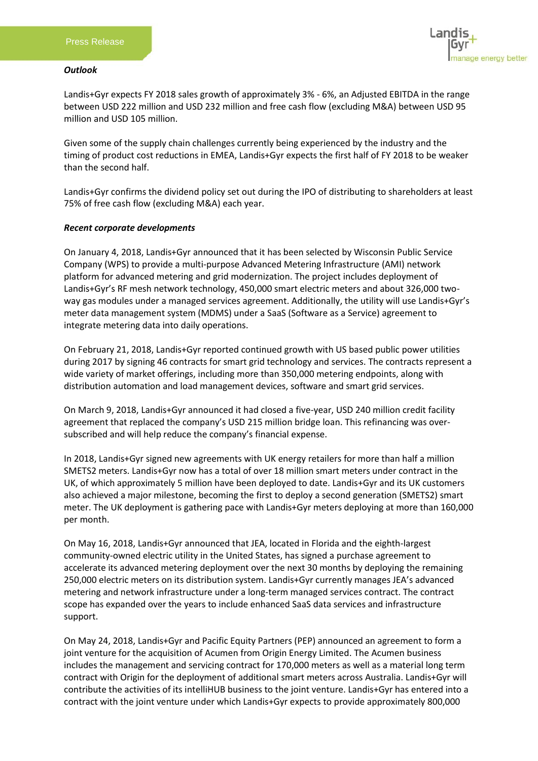***Outlook***

Landis+Gyr expects FY 2018 sales growth of approximately 3% - 6%, an Adjusted EBITDA in the range between USD 222 million and USD 232 million and free cash flow (excluding M&A) between USD 95 million and USD 105 million.

Given some of the supply chain challenges currently being experienced by the industry and the timing of product cost reductions in EMEA, Landis+Gyr expects the first half of FY 2018 to be weaker than the second half.

Landis+Gyr confirms the dividend policy set out during the IPO of distributing to shareholders at least 75% of free cash flow (excluding M&A) each year.

***Recent corporate developments***

On January 4, 2018, Landis+Gyr announced that it has been selected by Wisconsin Public Service Company (WPS) to provide a multi-purpose Advanced Metering Infrastructure (AMI) network platform for advanced metering and grid modernization. The project includes deployment of Landis+Gyr's RF mesh network technology, 450,000 smart electric meters and about 326,000 two-way gas modules under a managed services agreement. Additionally, the utility will use Landis+Gyr's meter data management system (MDMS) under a SaaS (Software as a Service) agreement to integrate metering data into daily operations.

On February 21, 2018, Landis+Gyr reported continued growth with US based public power utilities during 2017 by signing 46 contracts for smart grid technology and services. The contracts represent a wide variety of market offerings, including more than 350,000 metering endpoints, along with distribution automation and load management devices, software and smart grid services.

On March 9, 2018, Landis+Gyr announced it had closed a five-year, USD 240 million credit facility agreement that replaced the company's USD 215 million bridge loan. This refinancing was over-subscribed and will help reduce the company's financial expense.

In 2018, Landis+Gyr signed new agreements with UK energy retailers for more than half a million SMETS2 meters. Landis+Gyr now has a total of over 18 million smart meters under contract in the UK, of which approximately 5 million have been deployed to date. Landis+Gyr and its UK customers also achieved a major milestone, becoming the first to deploy a second generation (SMETS2) smart meter. The UK deployment is gathering pace with Landis+Gyr meters deploying at more than 160,000 per month.

On May 16, 2018, Landis+Gyr announced that JEA, located in Florida and the eighth-largest community-owned electric utility in the United States, has signed a purchase agreement to accelerate its advanced metering deployment over the next 30 months by deploying the remaining 250,000 electric meters on its distribution system. Landis+Gyr currently manages JEA's advanced metering and network infrastructure under a long-term managed services contract. The contract scope has expanded over the years to include enhanced SaaS data services and infrastructure support.

On May 24, 2018, Landis+Gyr and Pacific Equity Partners (PEP) announced an agreement to form a joint venture for the acquisition of Acumen from Origin Energy Limited. The Acumen business includes the management and servicing contract for 170,000 meters as well as a material long term contract with Origin for the deployment of additional smart meters across Australia. Landis+Gyr will contribute the activities of its intelliHUB business to the joint venture. Landis+Gyr has entered into a contract with the joint venture under which Landis+Gyr expects to provide approximately 800,000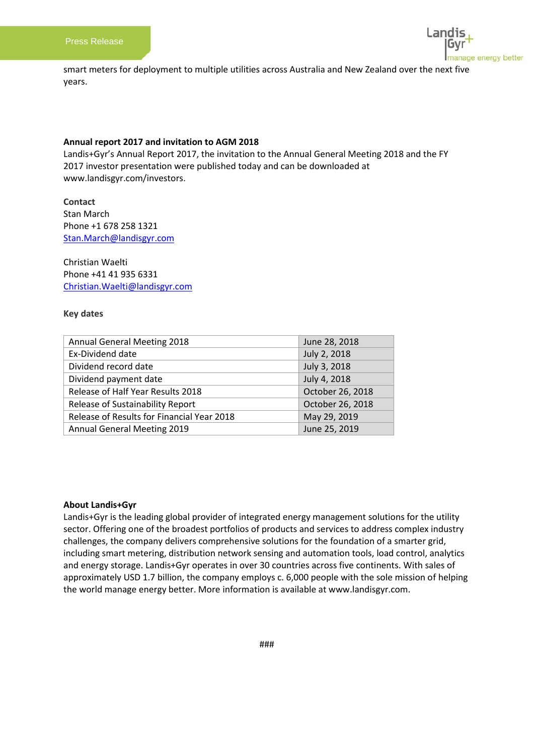smart meters for deployment to multiple utilities across Australia and New Zealand over the next five years.

**Annual report 2017 and invitation to AGM 2018**

Landis+Gyr's Annual Report 2017, the invitation to the Annual General Meeting 2018 and the FY 2017 investor presentation were published today and can be downloaded at www.landisgyr.com/investors.

**Contact**

Stan March
Phone +1 678 258 1321
Stan.March@landisgyr.com

Christian Waelti
Phone +41 41 935 6331
Christian.Waelti@landisgyr.com

**Key dates**

| | |
|---|---|
| Annual General Meeting 2018 | June 28, 2018 |
| Ex-Dividend date | July 2, 2018 |
| Dividend record date | July 3, 2018 |
| Dividend payment date | July 4, 2018 |
| Release of Half Year Results 2018 | October 26, 2018 |
| Release of Sustainability Report | October 26, 2018 |
| Release of Results for Financial Year 2018 | May 29, 2019 |
| Annual General Meeting 2019 | June 25, 2019 |

**About Landis+Gyr**

Landis+Gyr is the leading global provider of integrated energy management solutions for the utility sector. Offering one of the broadest portfolios of products and services to address complex industry challenges, the company delivers comprehensive solutions for the foundation of a smarter grid, including smart metering, distribution network sensing and automation tools, load control, analytics and energy storage. Landis+Gyr operates in over 30 countries across five continents. With sales of approximately USD 1.7 billion, the company employs c. 6,000 people with the sole mission of helping the world manage energy better. More information is available at www.landisgyr.com.

###